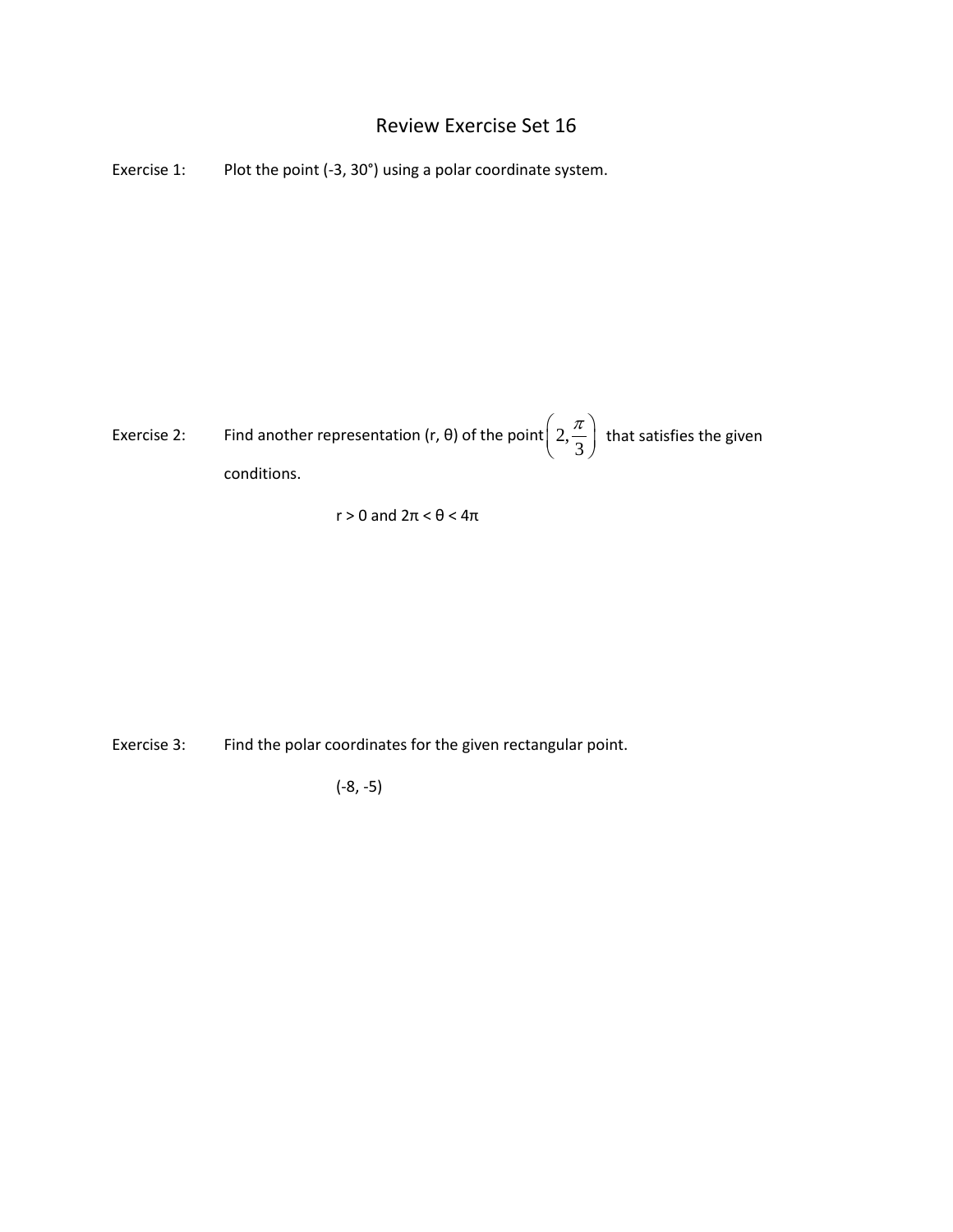# Review Exercise Set 16

Exercise 1: Plot the point $(-3, 30°)$ using a polar coordinate system.

Exercise 2: Find another representation $(r, \theta)$ of the point $\left(2, \frac{\pi}{3}\right)$ that satisfies the given conditions.

$$r > 0 \text{ and } 2\pi < \theta < 4\pi$$

Exercise 3: Find the polar coordinates for the given rectangular point.

$$(-8, -5)$$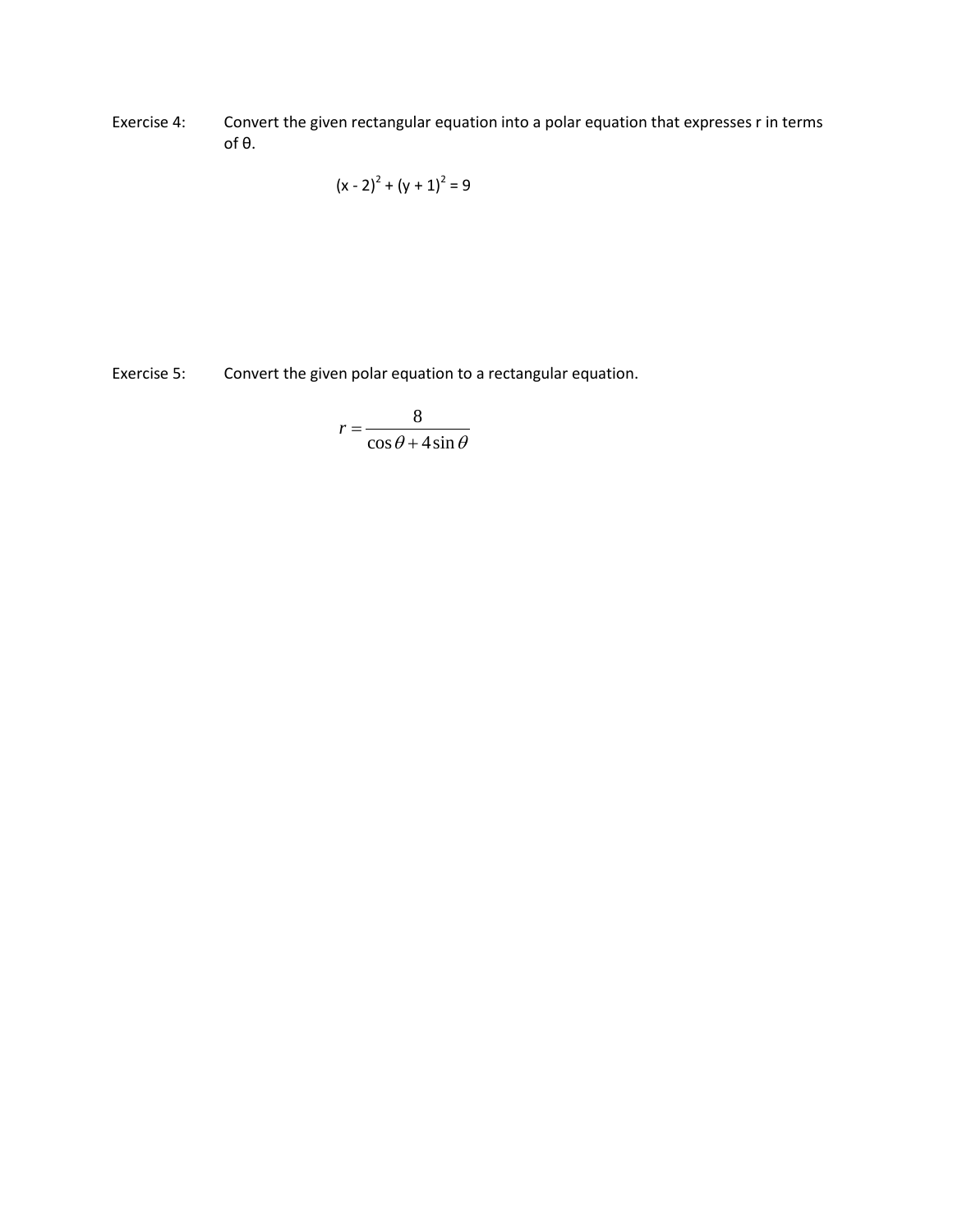Exercise 4: Convert the given rectangular equation into a polar equation that expresses r in terms of θ.

$$(x - 2)^2 + (y + 1)^2 = 9$$

Exercise 5: Convert the given polar equation to a rectangular equation.

$$r = \frac{8}{\cos\theta + 4\sin\theta}$$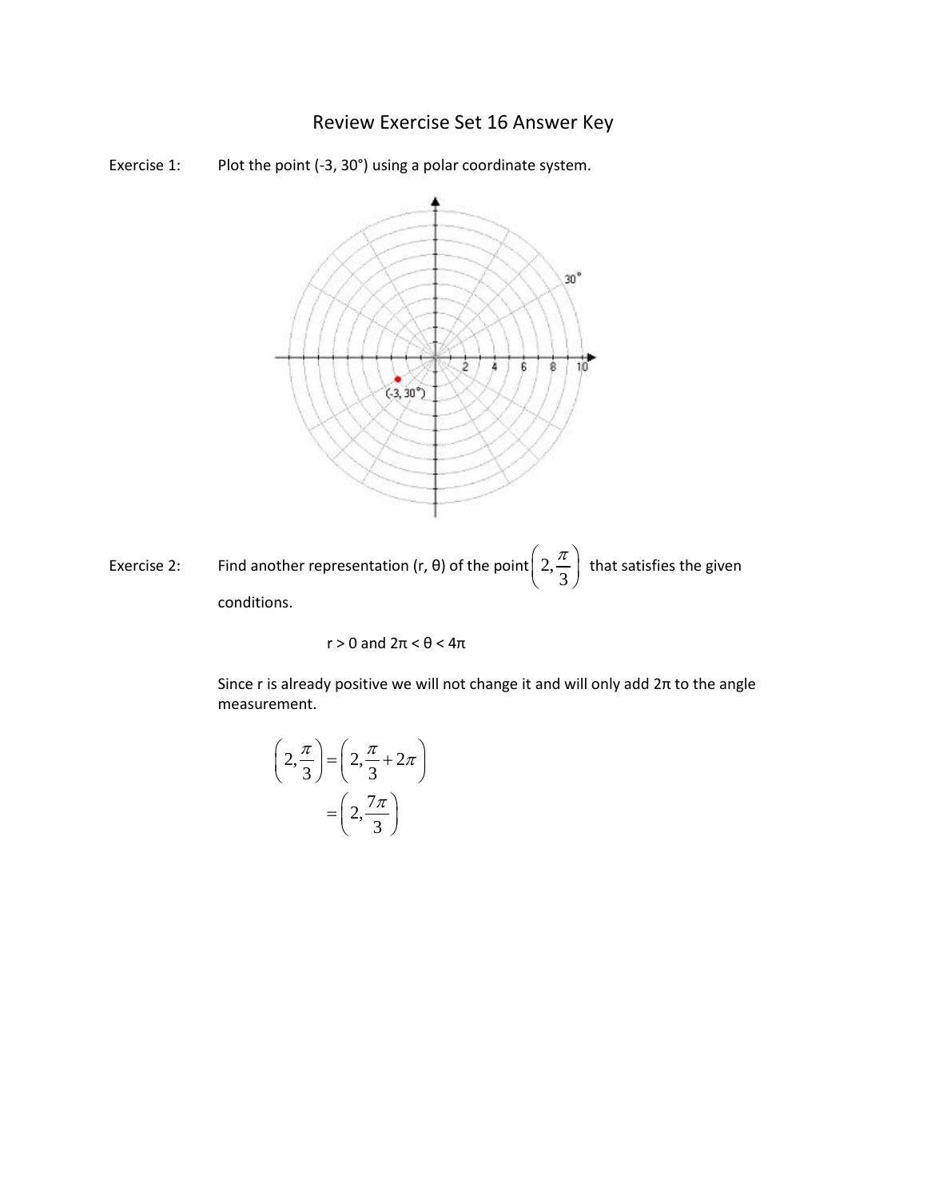# Review Exercise Set 16 Answer Key

Exercise 1: Plot the point (-3, 30°) using a polar coordinate system.

Exercise 2: Find another representation (r, θ) of the point $\left(2, \frac{\pi}{3}\right)$ that satisfies the given conditions.

$$r > 0 \text{ and } 2\pi < \theta < 4\pi$$

Since r is already positive we will not change it and will only add 2π to the angle measurement.

$$\left(2, \frac{\pi}{3}\right) = \left(2, \frac{\pi}{3} + 2\pi\right)$$
$$= \left(2, \frac{7\pi}{3}\right)$$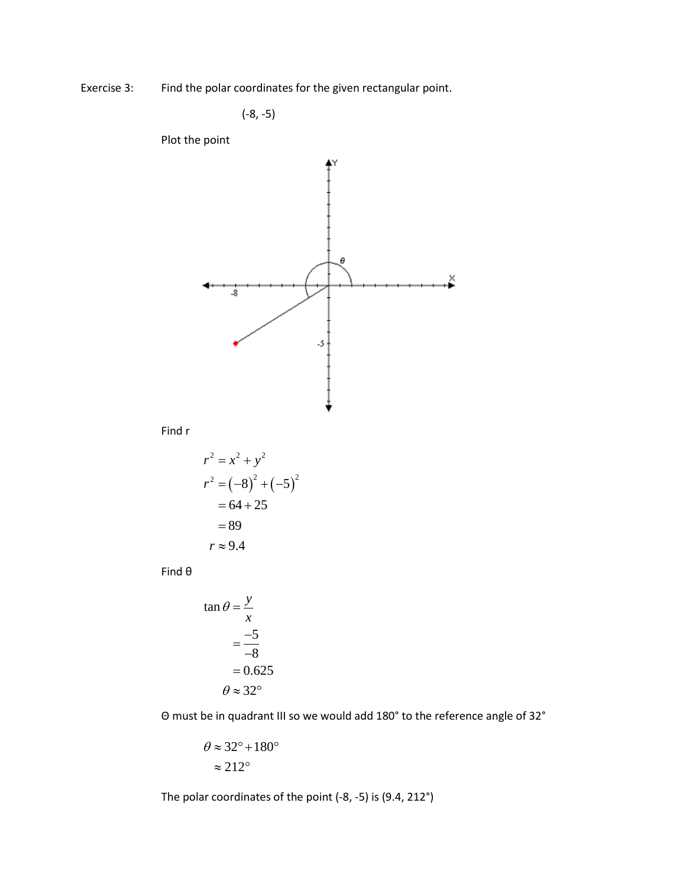Exercise 3: Find the polar coordinates for the given rectangular point.

(-8, -5)

Plot the point

Find r

$$
\begin{aligned}
r^2 &= x^2 + y^2 \\
r^2 &= (-8)^2 + (-5)^2 \\
&= 64 + 25 \\
&= 89 \\
r &\approx 9.4
\end{aligned}
$$

Find θ

$$
\begin{aligned}
\tan\theta &= \frac{y}{x} \\
&= \frac{-5}{-8} \\
&= 0.625 \\
\theta &\approx 32^\circ
\end{aligned}
$$

Θ must be in quadrant III so we would add 180° to the reference angle of 32°

$$
\begin{aligned}
\theta &\approx 32^\circ + 180^\circ \\
&\approx 212^\circ
\end{aligned}
$$

The polar coordinates of the point (-8, -5) is (9.4, 212°)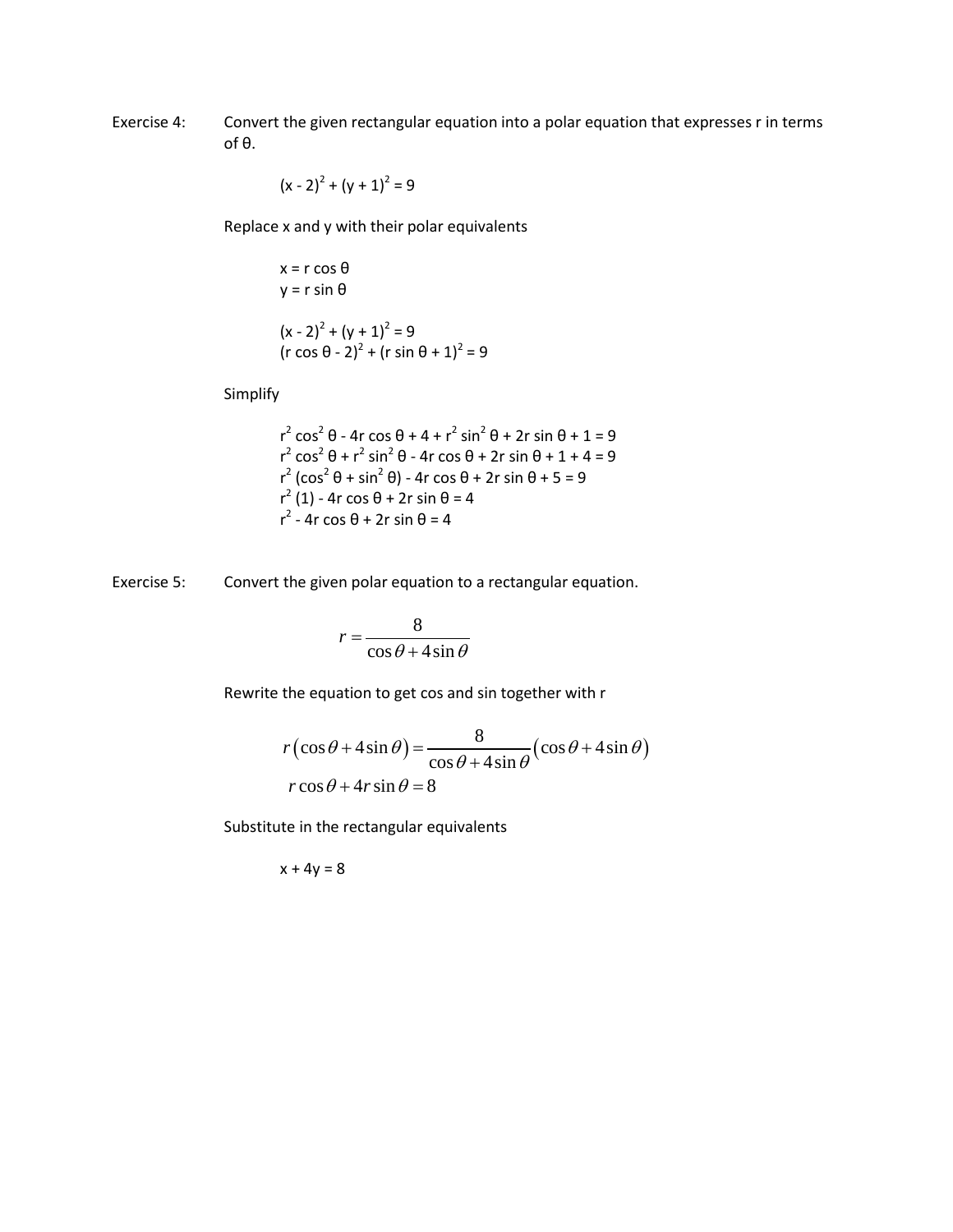Exercise 4: Convert the given rectangular equation into a polar equation that expresses r in terms of θ.

$$(x - 2)^2 + (y + 1)^2 = 9$$

Replace x and y with their polar equivalents

$$x = r \cos \theta$$
$$y = r \sin \theta$$

$$(x - 2)^2 + (y + 1)^2 = 9$$
$$(r \cos \theta - 2)^2 + (r \sin \theta + 1)^2 = 9$$

Simplify

$$r^2 \cos^2 \theta - 4r \cos \theta + 4 + r^2 \sin^2 \theta + 2r \sin \theta + 1 = 9$$
$$r^2 \cos^2 \theta + r^2 \sin^2 \theta - 4r \cos \theta + 2r \sin \theta + 1 + 4 = 9$$
$$r^2 (\cos^2 \theta + \sin^2 \theta) - 4r \cos \theta + 2r \sin \theta + 5 = 9$$
$$r^2 (1) - 4r \cos \theta + 2r \sin \theta = 4$$
$$r^2 - 4r \cos \theta + 2r \sin \theta = 4$$

Exercise 5: Convert the given polar equation to a rectangular equation.

$$r = \frac{8}{\cos\theta + 4\sin\theta}$$

Rewrite the equation to get cos and sin together with r

$$r\left(\cos\theta + 4\sin\theta\right) = \frac{8}{\cos\theta + 4\sin\theta}\left(\cos\theta + 4\sin\theta\right)$$
$$r\cos\theta + 4r\sin\theta = 8$$

Substitute in the rectangular equivalents

$$x + 4y = 8$$